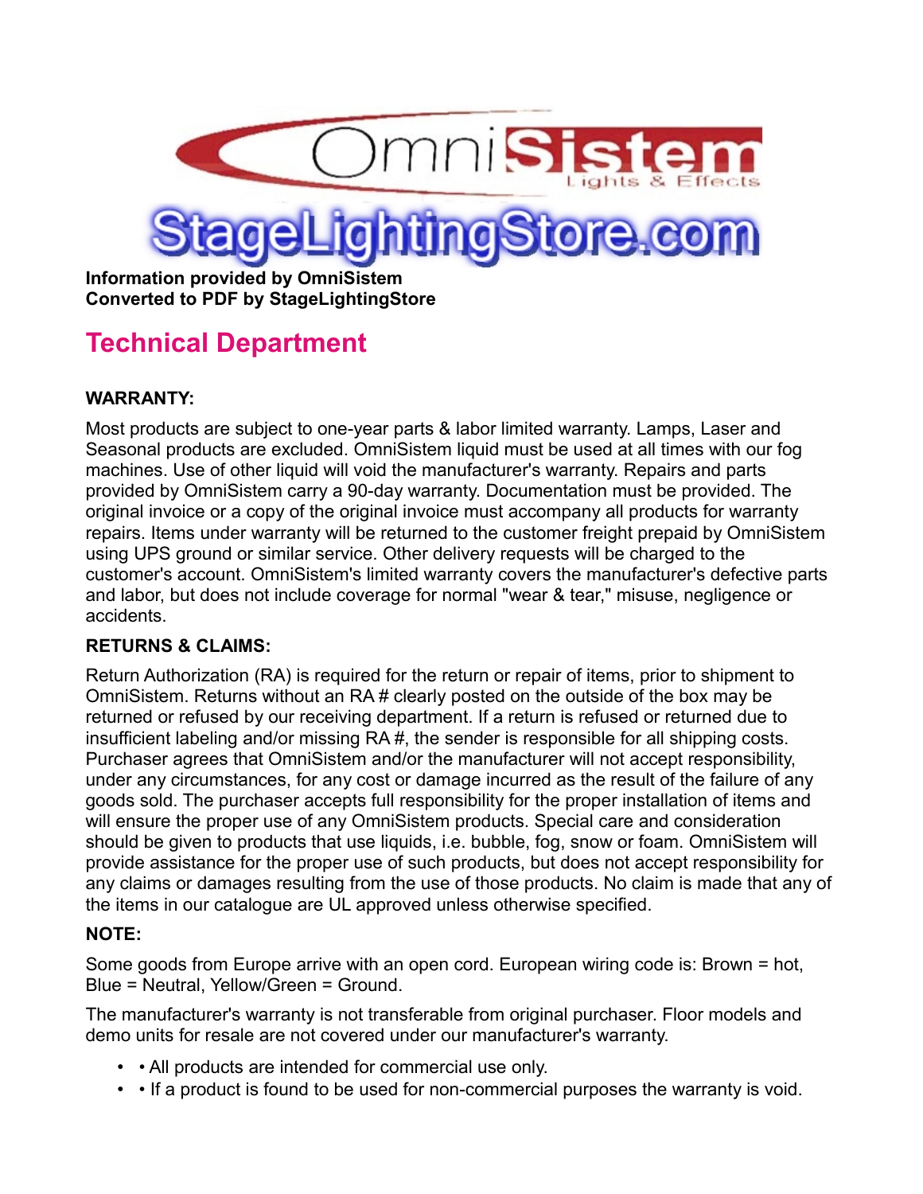**Information provided by OmniSistem**
**Converted to PDF by StageLightingStore**

# Technical Department

**WARRANTY:**

Most products are subject to one-year parts & labor limited warranty. Lamps, Laser and Seasonal products are excluded. OmniSistem liquid must be used at all times with our fog machines. Use of other liquid will void the manufacturer's warranty. Repairs and parts provided by OmniSistem carry a 90-day warranty. Documentation must be provided. The original invoice or a copy of the original invoice must accompany all products for warranty repairs. Items under warranty will be returned to the customer freight prepaid by OmniSistem using UPS ground or similar service. Other delivery requests will be charged to the customer's account. OmniSistem's limited warranty covers the manufacturer's defective parts and labor, but does not include coverage for normal "wear & tear," misuse, negligence or accidents.

**RETURNS & CLAIMS:**

Return Authorization (RA) is required for the return or repair of items, prior to shipment to OmniSistem. Returns without an RA # clearly posted on the outside of the box may be returned or refused by our receiving department. If a return is refused or returned due to insufficient labeling and/or missing RA #, the sender is responsible for all shipping costs. Purchaser agrees that OmniSistem and/or the manufacturer will not accept responsibility, under any circumstances, for any cost or damage incurred as the result of the failure of any goods sold. The purchaser accepts full responsibility for the proper installation of items and will ensure the proper use of any OmniSistem products. Special care and consideration should be given to products that use liquids, i.e. bubble, fog, snow or foam. OmniSistem will provide assistance for the proper use of such products, but does not accept responsibility for any claims or damages resulting from the use of those products. No claim is made that any of the items in our catalogue are UL approved unless otherwise specified.

**NOTE:**

Some goods from Europe arrive with an open cord. European wiring code is: Brown = hot, Blue = Neutral, Yellow/Green = Ground.

The manufacturer's warranty is not transferable from original purchaser. Floor models and demo units for resale are not covered under our manufacturer's warranty.

- • All products are intended for commercial use only.
- • If a product is found to be used for non-commercial purposes the warranty is void.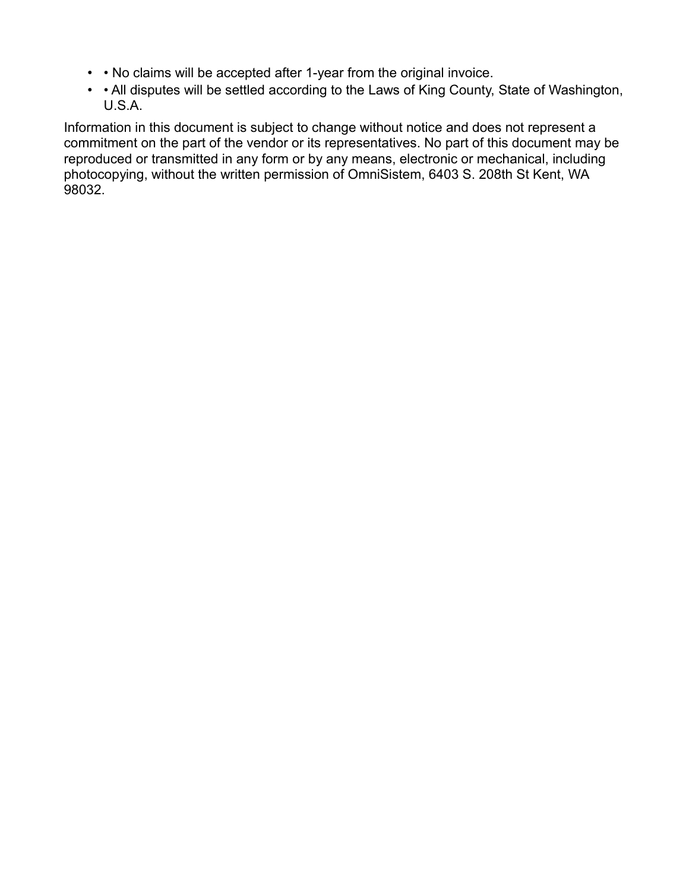- • No claims will be accepted after 1-year from the original invoice.
- • All disputes will be settled according to the Laws of King County, State of Washington, U.S.A.

Information in this document is subject to change without notice and does not represent a commitment on the part of the vendor or its representatives. No part of this document may be reproduced or transmitted in any form or by any means, electronic or mechanical, including photocopying, without the written permission of OmniSistem, 6403 S. 208th St Kent, WA 98032.